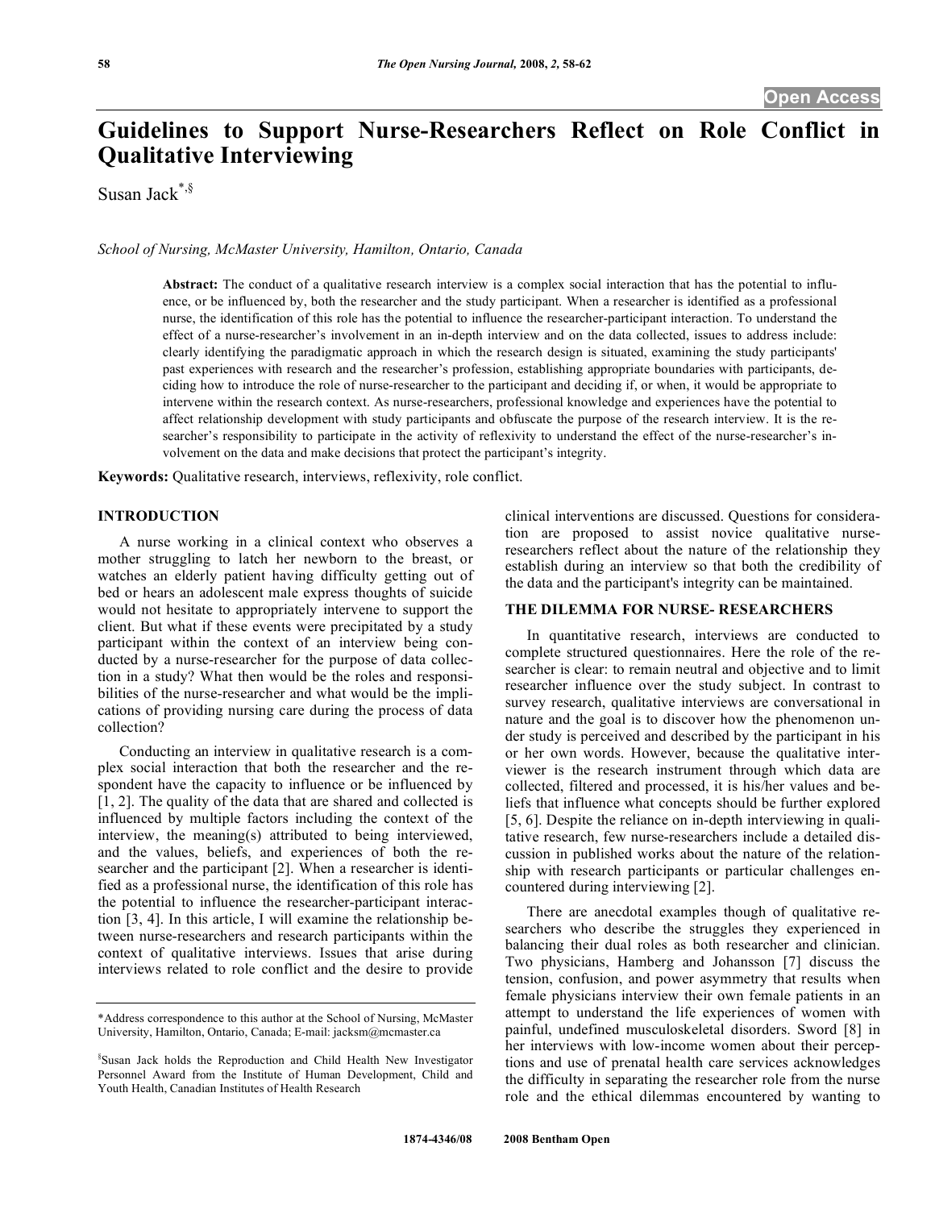# Guidelines to Support Nurse-Researchers Reflect on Role Conflict in Qualitative Interviewing

Susan Jack[*,§]

*School of Nursing, McMaster University, Hamilton, Ontario, Canada*

**Abstract:** The conduct of a qualitative research interview is a complex social interaction that has the potential to influence, or be influenced by, both the researcher and the study participant. When a researcher is identified as a professional nurse, the identification of this role has the potential to influence the researcher-participant interaction. To understand the effect of a nurse-researcher's involvement in an in-depth interview and on the data collected, issues to address include: clearly identifying the paradigmatic approach in which the research design is situated, examining the study participants' past experiences with research and the researcher's profession, establishing appropriate boundaries with participants, deciding how to introduce the role of nurse-researcher to the participant and deciding if, or when, it would be appropriate to intervene within the research context. As nurse-researchers, professional knowledge and experiences have the potential to affect relationship development with study participants and obfuscate the purpose of the research interview. It is the researcher's responsibility to participate in the activity of reflexivity to understand the effect of the nurse-researcher's involvement on the data and make decisions that protect the participant's integrity.

**Keywords:** Qualitative research, interviews, reflexivity, role conflict.

## INTRODUCTION

A nurse working in a clinical context who observes a mother struggling to latch her newborn to the breast, or watches an elderly patient having difficulty getting out of bed or hears an adolescent male express thoughts of suicide would not hesitate to appropriately intervene to support the client. But what if these events were precipitated by a study participant within the context of an interview being conducted by a nurse-researcher for the purpose of data collection in a study? What then would be the roles and responsibilities of the nurse-researcher and what would be the implications of providing nursing care during the process of data collection?

Conducting an interview in qualitative research is a complex social interaction that both the researcher and the respondent have the capacity to influence or be influenced by [1, 2]. The quality of the data that are shared and collected is influenced by multiple factors including the context of the interview, the meaning(s) attributed to being interviewed, and the values, beliefs, and experiences of both the researcher and the participant [2]. When a researcher is identified as a professional nurse, the identification of this role has the potential to influence the researcher-participant interaction [3, 4]. In this article, I will examine the relationship between nurse-researchers and research participants within the context of qualitative interviews. Issues that arise during interviews related to role conflict and the desire to provide clinical interventions are discussed. Questions for consideration are proposed to assist novice qualitative nurse-researchers reflect about the nature of the relationship they establish during an interview so that both the credibility of the data and the participant's integrity can be maintained.

## THE DILEMMA FOR NURSE- RESEARCHERS

In quantitative research, interviews are conducted to complete structured questionnaires. Here the role of the researcher is clear: to remain neutral and objective and to limit researcher influence over the study subject. In contrast to survey research, qualitative interviews are conversational in nature and the goal is to discover how the phenomenon under study is perceived and described by the participant in his or her own words. However, because the qualitative interviewer is the research instrument through which data are collected, filtered and processed, it is his/her values and beliefs that influence what concepts should be further explored [5, 6]. Despite the reliance on in-depth interviewing in qualitative research, few nurse-researchers include a detailed discussion in published works about the nature of the relationship with research participants or particular challenges encountered during interviewing [2].

There are anecdotal examples though of qualitative researchers who describe the struggles they experienced in balancing their dual roles as both researcher and clinician. Two physicians, Hamberg and Johansson [7] discuss the tension, confusion, and power asymmetry that results when female physicians interview their own female patients in an attempt to understand the life experiences of women with painful, undefined musculoskeletal disorders. Sword [8] in her interviews with low-income women about their perceptions and use of prenatal health care services acknowledges the difficulty in separating the researcher role from the nurse role and the ethical dilemmas encountered by wanting to

---

*Address correspondence to this author at the School of Nursing, McMaster University, Hamilton, Ontario, Canada; E-mail: jacksm@mcmaster.ca

§Susan Jack holds the Reproduction and Child Health New Investigator Personnel Award from the Institute of Human Development, Child and Youth Health, Canadian Institutes of Health Research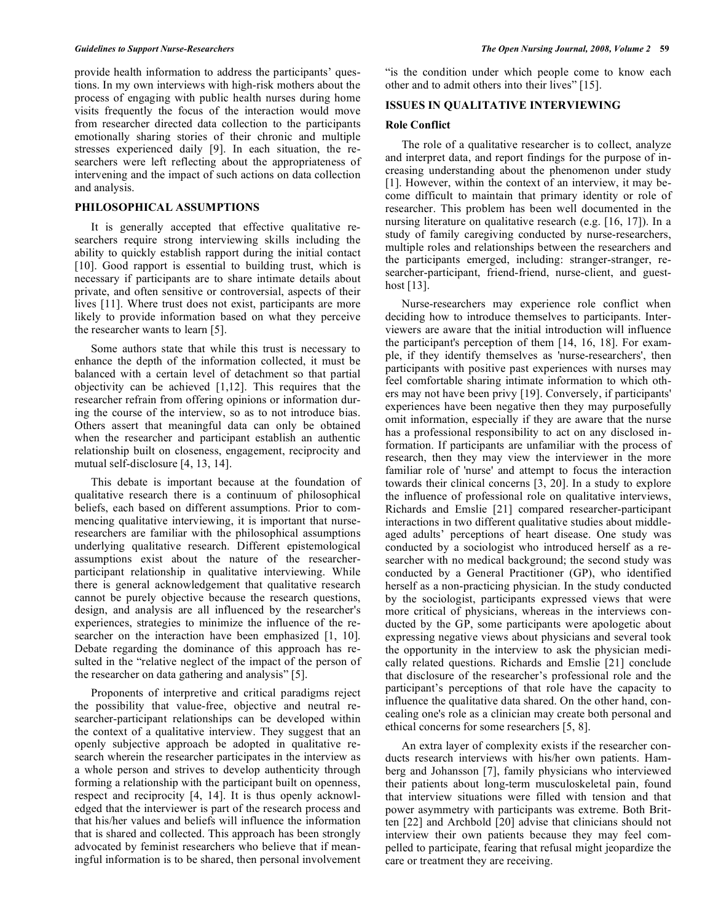provide health information to address the participants' questions. In my own interviews with high-risk mothers about the process of engaging with public health nurses during home visits frequently the focus of the interaction would move from researcher directed data collection to the participants emotionally sharing stories of their chronic and multiple stresses experienced daily [9]. In each situation, the researchers were left reflecting about the appropriateness of intervening and the impact of such actions on data collection and analysis.

## PHILOSOPHICAL ASSUMPTIONS

It is generally accepted that effective qualitative researchers require strong interviewing skills including the ability to quickly establish rapport during the initial contact [10]. Good rapport is essential to building trust, which is necessary if participants are to share intimate details about private, and often sensitive or controversial, aspects of their lives [11]. Where trust does not exist, participants are more likely to provide information based on what they perceive the researcher wants to learn [5].

Some authors state that while this trust is necessary to enhance the depth of the information collected, it must be balanced with a certain level of detachment so that partial objectivity can be achieved [1,12]. This requires that the researcher refrain from offering opinions or information during the course of the interview, so as to not introduce bias. Others assert that meaningful data can only be obtained when the researcher and participant establish an authentic relationship built on closeness, engagement, reciprocity and mutual self-disclosure [4, 13, 14].

This debate is important because at the foundation of qualitative research there is a continuum of philosophical beliefs, each based on different assumptions. Prior to commencing qualitative interviewing, it is important that nurse-researchers are familiar with the philosophical assumptions underlying qualitative research. Different epistemological assumptions exist about the nature of the researcher-participant relationship in qualitative interviewing. While there is general acknowledgement that qualitative research cannot be purely objective because the research questions, design, and analysis are all influenced by the researcher's experiences, strategies to minimize the influence of the researcher on the interaction have been emphasized [1, 10]. Debate regarding the dominance of this approach has resulted in the "relative neglect of the impact of the person of the researcher on data gathering and analysis" [5].

Proponents of interpretive and critical paradigms reject the possibility that value-free, objective and neutral researcher-participant relationships can be developed within the context of a qualitative interview. They suggest that an openly subjective approach be adopted in qualitative research wherein the researcher participates in the interview as a whole person and strives to develop authenticity through forming a relationship with the participant built on openness, respect and reciprocity [4, 14]. It is thus openly acknowledged that the interviewer is part of the research process and that his/her values and beliefs will influence the information that is shared and collected. This approach has been strongly advocated by feminist researchers who believe that if meaningful information is to be shared, then personal involvement "is the condition under which people come to know each other and to admit others into their lives" [15].

## ISSUES IN QUALITATIVE INTERVIEWING

### Role Conflict

The role of a qualitative researcher is to collect, analyze and interpret data, and report findings for the purpose of increasing understanding about the phenomenon under study [1]. However, within the context of an interview, it may become difficult to maintain that primary identity or role of researcher. This problem has been well documented in the nursing literature on qualitative research (e.g. [16, 17]). In a study of family caregiving conducted by nurse-researchers, multiple roles and relationships between the researchers and the participants emerged, including: stranger-stranger, researcher-participant, friend-friend, nurse-client, and guest-host [13].

Nurse-researchers may experience role conflict when deciding how to introduce themselves to participants. Interviewers are aware that the initial introduction will influence the participant's perception of them [14, 16, 18]. For example, if they identify themselves as 'nurse-researchers', then participants with positive past experiences with nurses may feel comfortable sharing intimate information to which others may not have been privy [19]. Conversely, if participants' experiences have been negative then they may purposefully omit information, especially if they are aware that the nurse has a professional responsibility to act on any disclosed information. If participants are unfamiliar with the process of research, then they may view the interviewer in the more familiar role of 'nurse' and attempt to focus the interaction towards their clinical concerns [3, 20]. In a study to explore the influence of professional role on qualitative interviews, Richards and Emslie [21] compared researcher-participant interactions in two different qualitative studies about middle-aged adults' perceptions of heart disease. One study was conducted by a sociologist who introduced herself as a researcher with no medical background; the second study was conducted by a General Practitioner (GP), who identified herself as a non-practicing physician. In the study conducted by the sociologist, participants expressed views that were more critical of physicians, whereas in the interviews conducted by the GP, some participants were apologetic about expressing negative views about physicians and several took the opportunity in the interview to ask the physician medically related questions. Richards and Emslie [21] conclude that disclosure of the researcher's professional role and the participant's perceptions of that role have the capacity to influence the qualitative data shared. On the other hand, concealing one's role as a clinician may create both personal and ethical concerns for some researchers [5, 8].

An extra layer of complexity exists if the researcher conducts research interviews with his/her own patients. Hamberg and Johansson [7], family physicians who interviewed their patients about long-term musculoskeletal pain, found that interview situations were filled with tension and that power asymmetry with participants was extreme. Both Britten [22] and Archbold [20] advise that clinicians should not interview their own patients because they may feel compelled to participate, fearing that refusal might jeopardize the care or treatment they are receiving.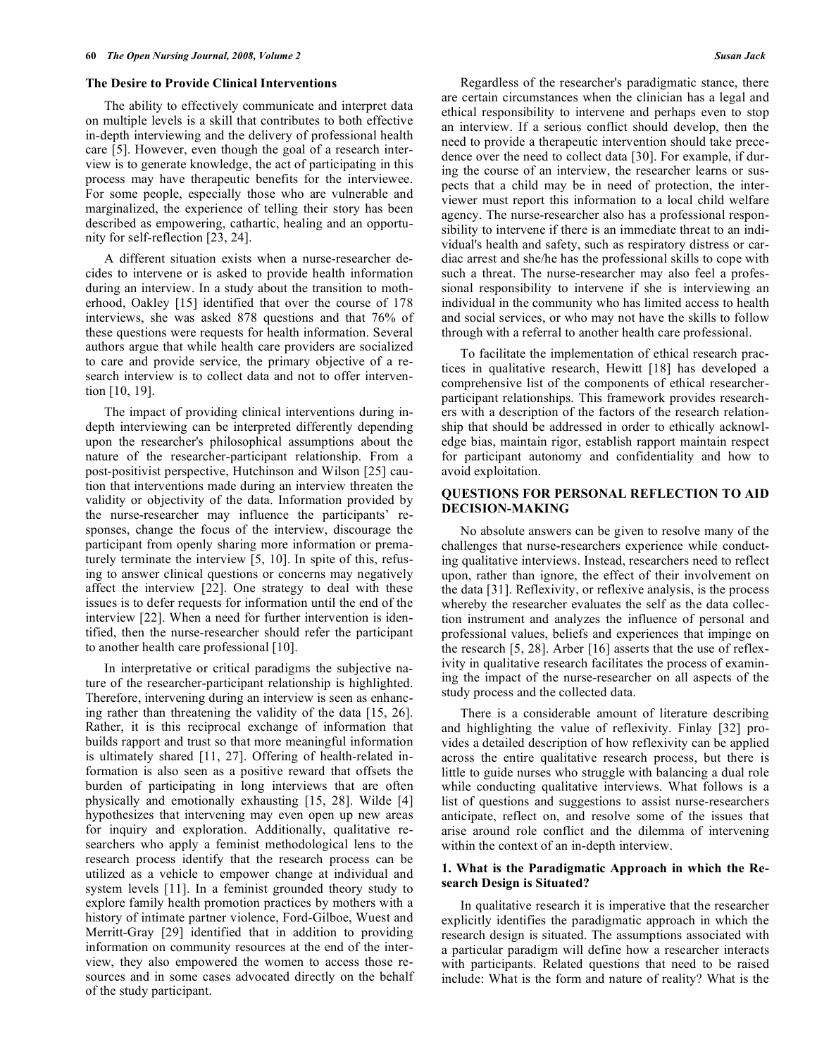### The Desire to Provide Clinical Interventions

The ability to effectively communicate and interpret data on multiple levels is a skill that contributes to both effective in-depth interviewing and the delivery of professional health care [5]. However, even though the goal of a research interview is to generate knowledge, the act of participating in this process may have therapeutic benefits for the interviewee. For some people, especially those who are vulnerable and marginalized, the experience of telling their story has been described as empowering, cathartic, healing and an opportunity for self-reflection [23, 24].

A different situation exists when a nurse-researcher decides to intervene or is asked to provide health information during an interview. In a study about the transition to motherhood, Oakley [15] identified that over the course of 178 interviews, she was asked 878 questions and that 76% of these questions were requests for health information. Several authors argue that while health care providers are socialized to care and provide service, the primary objective of a research interview is to collect data and not to offer intervention [10, 19].

The impact of providing clinical interventions during in-depth interviewing can be interpreted differently depending upon the researcher's philosophical assumptions about the nature of the researcher-participant relationship. From a post-positivist perspective, Hutchinson and Wilson [25] caution that interventions made during an interview threaten the validity or objectivity of the data. Information provided by the nurse-researcher may influence the participants' responses, change the focus of the interview, discourage the participant from openly sharing more information or prematurely terminate the interview [5, 10]. In spite of this, refusing to answer clinical questions or concerns may negatively affect the interview [22]. One strategy to deal with these issues is to defer requests for information until the end of the interview [22]. When a need for further intervention is identified, then the nurse-researcher should refer the participant to another health care professional [10].

In interpretative or critical paradigms the subjective nature of the researcher-participant relationship is highlighted. Therefore, intervening during an interview is seen as enhancing rather than threatening the validity of the data [15, 26]. Rather, it is this reciprocal exchange of information that builds rapport and trust so that more meaningful information is ultimately shared [11, 27]. Offering of health-related information is also seen as a positive reward that offsets the burden of participating in long interviews that are often physically and emotionally exhausting [15, 28]. Wilde [4] hypothesizes that intervening may even open up new areas for inquiry and exploration. Additionally, qualitative researchers who apply a feminist methodological lens to the research process identify that the research process can be utilized as a vehicle to empower change at individual and system levels [11]. In a feminist grounded theory study to explore family health promotion practices by mothers with a history of intimate partner violence, Ford-Gilboe, Wuest and Merritt-Gray [29] identified that in addition to providing information on community resources at the end of the interview, they also empowered the women to access those resources and in some cases advocated directly on the behalf of the study participant.

Regardless of the researcher's paradigmatic stance, there are certain circumstances when the clinician has a legal and ethical responsibility to intervene and perhaps even to stop an interview. If a serious conflict should develop, then the need to provide a therapeutic intervention should take precedence over the need to collect data [30]. For example, if during the course of an interview, the researcher learns or suspects that a child may be in need of protection, the interviewer must report this information to a local child welfare agency. The nurse-researcher also has a professional responsibility to intervene if there is an immediate threat to an individual's health and safety, such as respiratory distress or cardiac arrest and she/he has the professional skills to cope with such a threat. The nurse-researcher may also feel a professional responsibility to intervene if she is interviewing an individual in the community who has limited access to health and social services, or who may not have the skills to follow through with a referral to another health care professional.

To facilitate the implementation of ethical research practices in qualitative research, Hewitt [18] has developed a comprehensive list of the components of ethical researcher-participant relationships. This framework provides researchers with a description of the factors of the research relationship that should be addressed in order to ethically acknowledge bias, maintain rigor, establish rapport maintain respect for participant autonomy and confidentiality and how to avoid exploitation.

## QUESTIONS FOR PERSONAL REFLECTION TO AID DECISION-MAKING

No absolute answers can be given to resolve many of the challenges that nurse-researchers experience while conducting qualitative interviews. Instead, researchers need to reflect upon, rather than ignore, the effect of their involvement on the data [31]. Reflexivity, or reflexive analysis, is the process whereby the researcher evaluates the self as the data collection instrument and analyzes the influence of personal and professional values, beliefs and experiences that impinge on the research [5, 28]. Arber [16] asserts that the use of reflexivity in qualitative research facilitates the process of examining the impact of the nurse-researcher on all aspects of the study process and the collected data.

There is a considerable amount of literature describing and highlighting the value of reflexivity. Finlay [32] provides a detailed description of how reflexivity can be applied across the entire qualitative research process, but there is little to guide nurses who struggle with balancing a dual role while conducting qualitative interviews. What follows is a list of questions and suggestions to assist nurse-researchers anticipate, reflect on, and resolve some of the issues that arise around role conflict and the dilemma of intervening within the context of an in-depth interview.

### 1. What is the Paradigmatic Approach in which the Research Design is Situated?

In qualitative research it is imperative that the researcher explicitly identifies the paradigmatic approach in which the research design is situated. The assumptions associated with a particular paradigm will define how a researcher interacts with participants. Related questions that need to be raised include: What is the form and nature of reality? What is the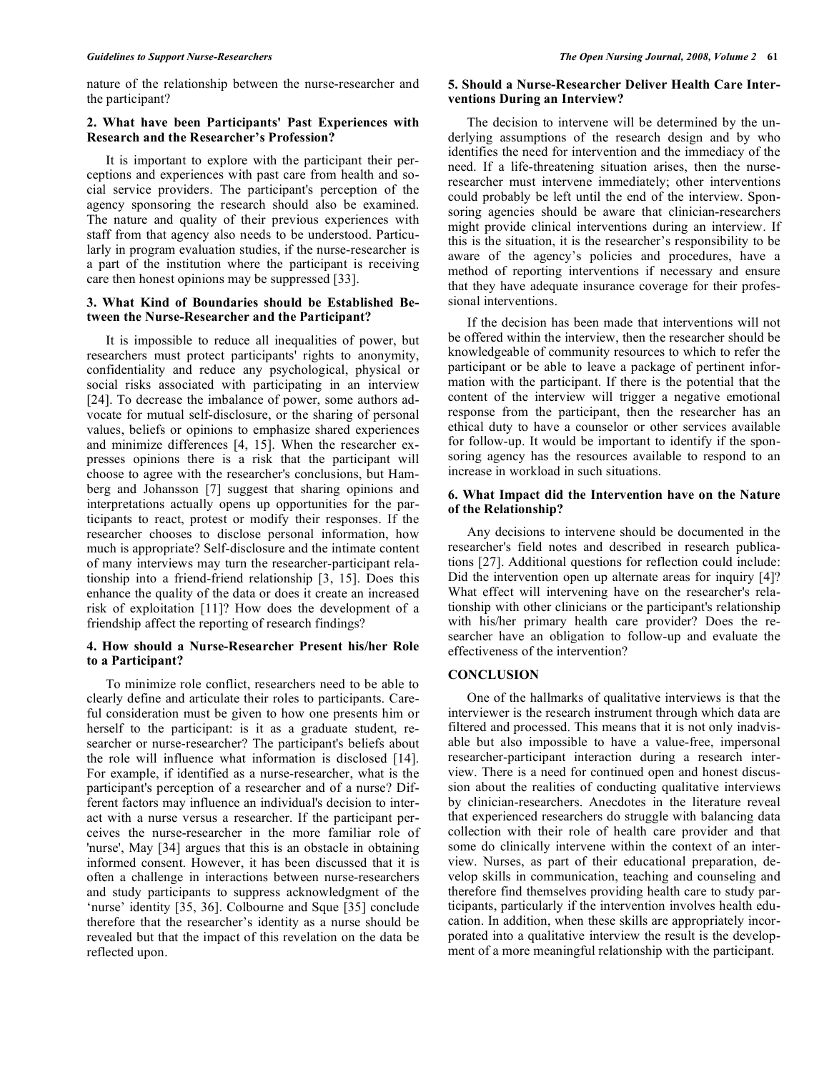nature of the relationship between the nurse-researcher and the participant?

### 2. What have been Participants' Past Experiences with Research and the Researcher's Profession?

It is important to explore with the participant their perceptions and experiences with past care from health and social service providers. The participant's perception of the agency sponsoring the research should also be examined. The nature and quality of their previous experiences with staff from that agency also needs to be understood. Particularly in program evaluation studies, if the nurse-researcher is a part of the institution where the participant is receiving care then honest opinions may be suppressed [33].

### 3. What Kind of Boundaries should be Established Between the Nurse-Researcher and the Participant?

It is impossible to reduce all inequalities of power, but researchers must protect participants' rights to anonymity, confidentiality and reduce any psychological, physical or social risks associated with participating in an interview [24]. To decrease the imbalance of power, some authors advocate for mutual self-disclosure, or the sharing of personal values, beliefs or opinions to emphasize shared experiences and minimize differences [4, 15]. When the researcher expresses opinions there is a risk that the participant will choose to agree with the researcher's conclusions, but Hamberg and Johansson [7] suggest that sharing opinions and interpretations actually opens up opportunities for the participants to react, protest or modify their responses. If the researcher chooses to disclose personal information, how much is appropriate? Self-disclosure and the intimate content of many interviews may turn the researcher-participant relationship into a friend-friend relationship [3, 15]. Does this enhance the quality of the data or does it create an increased risk of exploitation [11]? How does the development of a friendship affect the reporting of research findings?

### 4. How should a Nurse-Researcher Present his/her Role to a Participant?

To minimize role conflict, researchers need to be able to clearly define and articulate their roles to participants. Careful consideration must be given to how one presents him or herself to the participant: is it as a graduate student, researcher or nurse-researcher? The participant's beliefs about the role will influence what information is disclosed [14]. For example, if identified as a nurse-researcher, what is the participant's perception of a researcher and of a nurse? Different factors may influence an individual's decision to interact with a nurse versus a researcher. If the participant perceives the nurse-researcher in the more familiar role of 'nurse', May [34] argues that this is an obstacle in obtaining informed consent. However, it has been discussed that it is often a challenge in interactions between nurse-researchers and study participants to suppress acknowledgment of the 'nurse' identity [35, 36]. Colbourne and Sque [35] conclude therefore that the researcher's identity as a nurse should be revealed but that the impact of this revelation on the data be reflected upon.

### 5. Should a Nurse-Researcher Deliver Health Care Interventions During an Interview?

The decision to intervene will be determined by the underlying assumptions of the research design and by who identifies the need for intervention and the immediacy of the need. If a life-threatening situation arises, then the nurse-researcher must intervene immediately; other interventions could probably be left until the end of the interview. Sponsoring agencies should be aware that clinician-researchers might provide clinical interventions during an interview. If this is the situation, it is the researcher's responsibility to be aware of the agency's policies and procedures, have a method of reporting interventions if necessary and ensure that they have adequate insurance coverage for their professional interventions.

If the decision has been made that interventions will not be offered within the interview, then the researcher should be knowledgeable of community resources to which to refer the participant or be able to leave a package of pertinent information with the participant. If there is the potential that the content of the interview will trigger a negative emotional response from the participant, then the researcher has an ethical duty to have a counselor or other services available for follow-up. It would be important to identify if the sponsoring agency has the resources available to respond to an increase in workload in such situations.

### 6. What Impact did the Intervention have on the Nature of the Relationship?

Any decisions to intervene should be documented in the researcher's field notes and described in research publications [27]. Additional questions for reflection could include: Did the intervention open up alternate areas for inquiry [4]? What effect will intervening have on the researcher's relationship with other clinicians or the participant's relationship with his/her primary health care provider? Does the researcher have an obligation to follow-up and evaluate the effectiveness of the intervention?

## CONCLUSION

One of the hallmarks of qualitative interviews is that the interviewer is the research instrument through which data are filtered and processed. This means that it is not only inadvisable but also impossible to have a value-free, impersonal researcher-participant interaction during a research interview. There is a need for continued open and honest discussion about the realities of conducting qualitative interviews by clinician-researchers. Anecdotes in the literature reveal that experienced researchers do struggle with balancing data collection with their role of health care provider and that some do clinically intervene within the context of an interview. Nurses, as part of their educational preparation, develop skills in communication, teaching and counseling and therefore find themselves providing health care to study participants, particularly if the intervention involves health education. In addition, when these skills are appropriately incorporated into a qualitative interview the result is the development of a more meaningful relationship with the participant.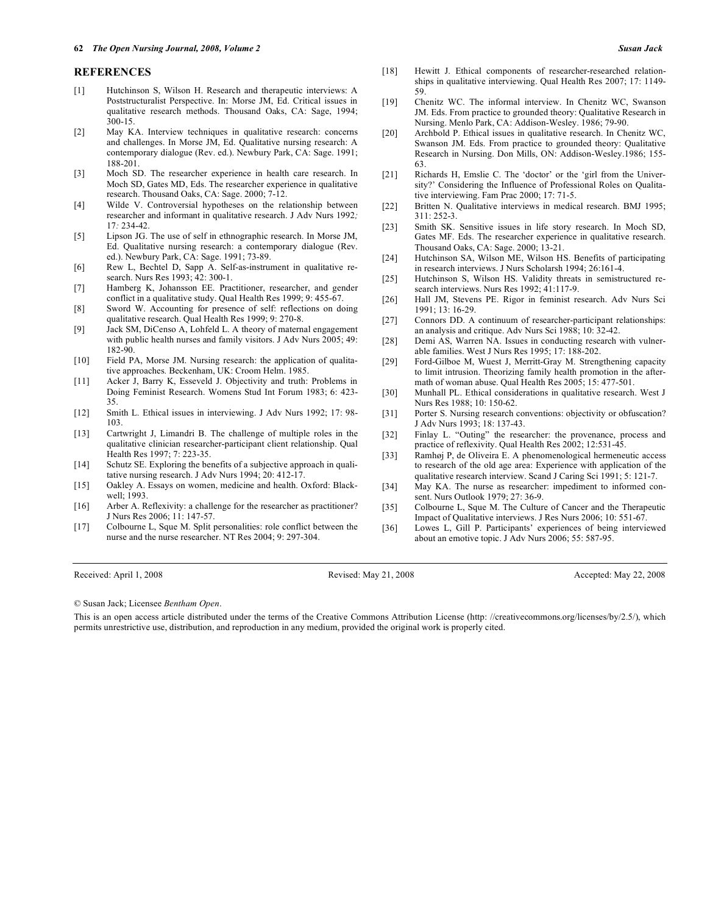## REFERENCES

[1] Hutchinson S, Wilson H. Research and therapeutic interviews: A Poststructuralist Perspective. In: Morse JM, Ed. Critical issues in qualitative research methods. Thousand Oaks, CA: Sage, 1994; 300-15.

[2] May KA. Interview techniques in qualitative research: concerns and challenges. In Morse JM, Ed. Qualitative nursing research: A contemporary dialogue (Rev. ed.). Newbury Park, CA: Sage. 1991; 188-201.

[3] Moch SD. The researcher experience in health care research. In Moch SD, Gates MD, Eds. The researcher experience in qualitative research. Thousand Oaks, CA: Sage. 2000; 7-12.

[4] Wilde V. Controversial hypotheses on the relationship between researcher and informant in qualitative research. J Adv Nurs 1992; 17: 234-42.

[5] Lipson JG. The use of self in ethnographic research. In Morse JM, Ed. Qualitative nursing research: a contemporary dialogue (Rev. ed.). Newbury Park, CA: Sage. 1991; 73-89.

[6] Rew L, Bechtel D, Sapp A. Self-as-instrument in qualitative research. Nurs Res 1993; 42: 300-1.

[7] Hamberg K, Johansson EE. Practitioner, researcher, and gender conflict in a qualitative study. Qual Health Res 1999; 9: 455-67.

[8] Sword W. Accounting for presence of self: reflections on doing qualitative research. Qual Health Res 1999; 9: 270-8.

[9] Jack SM, DiCenso A, Lohfeld L. A theory of maternal engagement with public health nurses and family visitors. J Adv Nurs 2005; 49: 182-90.

[10] Field PA, Morse JM. Nursing research: the application of qualitative approaches. Beckenham, UK: Croom Helm. 1985.

[11] Acker J, Barry K, Esseveld J. Objectivity and truth: Problems in Doing Feminist Research. Womens Stud Int Forum 1983; 6: 423-35.

[12] Smith L. Ethical issues in interviewing. J Adv Nurs 1992; 17: 98-103.

[13] Cartwright J, Limandri B. The challenge of multiple roles in the qualitative clinician researcher-participant client relationship. Qual Health Res 1997; 7: 223-35.

[14] Schutz SE. Exploring the benefits of a subjective approach in qualitative nursing research. J Adv Nurs 1994; 20: 412-17.

[15] Oakley A. Essays on women, medicine and health. Oxford: Blackwell; 1993.

[16] Arber A. Reflexivity: a challenge for the researcher as practitioner? J Nurs Res 2006; 11: 147-57.

[17] Colbourne L, Sque M. Split personalities: role conflict between the nurse and the nurse researcher. NT Res 2004; 9: 297-304.

[18] Hewitt J. Ethical components of researcher-researched relationships in qualitative interviewing. Qual Health Res 2007; 17: 1149-59.

[19] Chenitz WC. The informal interview. In Chenitz WC, Swanson JM. Eds. From practice to grounded theory: Qualitative Research in Nursing. Menlo Park, CA: Addison-Wesley. 1986; 79-90.

[20] Archbold P. Ethical issues in qualitative research. In Chenitz WC, Swanson JM. Eds. From practice to grounded theory: Qualitative Research in Nursing. Don Mills, ON: Addison-Wesley.1986; 155-63.

[21] Richards H, Emslie C. The 'doctor' or the 'girl from the University?' Considering the Influence of Professional Roles on Qualitative interviewing. Fam Prac 2000; 17: 71-5.

[22] Britten N. Qualitative interviews in medical research. BMJ 1995; 311: 252-3.

[23] Smith SK. Sensitive issues in life story research. In Moch SD, Gates MF. Eds. The researcher experience in qualitative research. Thousand Oaks, CA: Sage. 2000; 13-21.

[24] Hutchinson SA, Wilson ME, Wilson HS. Benefits of participating in research interviews. J Nurs Scholarsh 1994; 26:161-4.

[25] Hutchinson S, Wilson HS. Validity threats in semistructured research interviews. Nurs Res 1992; 41:117-9.

[26] Hall JM, Stevens PE. Rigor in feminist research. Adv Nurs Sci 1991; 13: 16-29.

[27] Connors DD. A continuum of researcher-participant relationships: an analysis and critique. Adv Nurs Sci 1988; 10: 32-42.

[28] Demi AS, Warren NA. Issues in conducting research with vulnerable families. West J Nurs Res 1995; 17: 188-202.

[29] Ford-Gilboe M, Wuest J, Merritt-Gray M. Strengthening capacity to limit intrusion. Theorizing family health promotion in the aftermath of woman abuse. Qual Health Res 2005; 15: 477-501.

[30] Munhall PL. Ethical considerations in qualitative research. West J Nurs Res 1988; 10: 150-62.

[31] Porter S. Nursing research conventions: objectivity or obfuscation? J Adv Nurs 1993; 18: 137-43.

[32] Finlay L. "Outing" the researcher: the provenance, process and practice of reflexivity. Qual Health Res 2002; 12:531-45.

[33] Ramhøj P, de Oliveira E. A phenomenological hermeneutic access to research of the old age area: Experience with application of the qualitative research interview. Scand J Caring Sci 1991; 5: 121-7.

[34] May KA. The nurse as researcher: impediment to informed consent. Nurs Outlook 1979; 27: 36-9.

[35] Colbourne L, Sque M. The Culture of Cancer and the Therapeutic Impact of Qualitative interviews. J Res Nurs 2006; 10: 551-67.

[36] Lowes L, Gill P. Participants' experiences of being interviewed about an emotive topic. J Adv Nurs 2006; 55: 587-95.

Received: April 1, 2008 Revised: May 21, 2008 Accepted: May 22, 2008

© Susan Jack; Licensee *Bentham Open*.

This is an open access article distributed under the terms of the Creative Commons Attribution License (http: //creativecommons.org/licenses/by/2.5/), which permits unrestrictive use, distribution, and reproduction in any medium, provided the original work is properly cited.